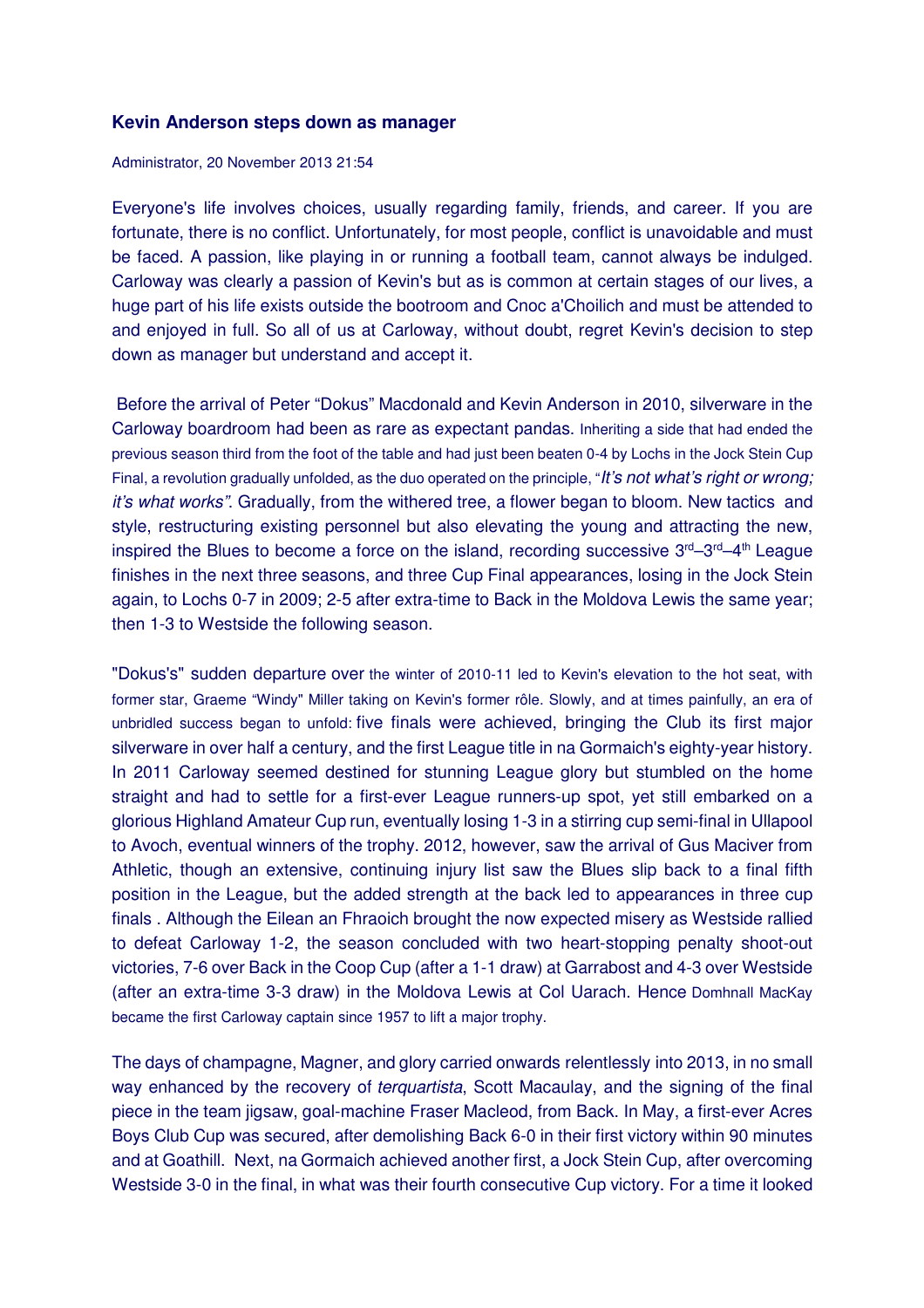### Kevin Anderson steps down as manager

Administrator, 20 November 2013 21:54

Everyone's life involves choices, usually regarding family, friends, and career. If you are fortunate, there is no conflict. Unfortunately, for most people, conflict is unavoidable and must be faced. A passion, like playing in or running a football team, cannot always be indulged. Carloway was clearly a passion of Kevin's but as is common at certain stages of our lives, a huge part of his life exists outside the bootroom and Cnoc a'Choilich and must be attended to and enjoyed in full. So all of us at Carloway, without doubt, regret Kevin's decision to step down as manager but understand and accept it.

Before the arrival of Peter "Dokus" Macdonald and Kevin Anderson in 2010, silverware in the Carloway boardroom had been as rare as expectant pandas. Inheriting a side that had ended the previous season third from the foot of the table and had just been beaten 0-4 by Lochs in the Jock Stein Cup Final, a revolution gradually unfolded, as the duo operated on the principle, "*It's not what's right or wrong; it's what works*". Gradually, from the withered tree, a flower began to bloom. New tactics and style, restructuring existing personnel but also elevating the young and attracting the new, inspired the Blues to become a force on the island, recording successive 3rd–3rd–4th League finishes in the next three seasons, and three Cup Final appearances, losing in the Jock Stein again, to Lochs 0-7 in 2009; 2-5 after extra-time to Back in the Moldova Lewis the same year; then 1-3 to Westside the following season.

"Dokus's" sudden departure over the winter of 2010-11 led to Kevin's elevation to the hot seat, with former star, Graeme "Windy" Miller taking on Kevin's former rôle. Slowly, and at times painfully, an era of unbridled success began to unfold: five finals were achieved, bringing the Club its first major silverware in over half a century, and the first League title in na Gormaich's eighty-year history. In 2011 Carloway seemed destined for stunning League glory but stumbled on the home straight and had to settle for a first-ever League runners-up spot, yet still embarked on a glorious Highland Amateur Cup run, eventually losing 1-3 in a stirring cup semi-final in Ullapool to Avoch, eventual winners of the trophy. 2012, however, saw the arrival of Gus Maciver from Athletic, though an extensive, continuing injury list saw the Blues slip back to a final fifth position in the League, but the added strength at the back led to appearances in three cup finals . Although the Eilean an Fhraoich brought the now expected misery as Westside rallied to defeat Carloway 1-2, the season concluded with two heart-stopping penalty shoot-out victories, 7-6 over Back in the Coop Cup (after a 1-1 draw) at Garrabost and 4-3 over Westside (after an extra-time 3-3 draw) in the Moldova Lewis at Col Uarach. Hence Domhnall MacKay became the first Carloway captain since 1957 to lift a major trophy.

The days of champagne, Magner, and glory carried onwards relentlessly into 2013, in no small way enhanced by the recovery of *terquartista*, Scott Macaulay, and the signing of the final piece in the team jigsaw, goal-machine Fraser Macleod, from Back. In May, a first-ever Acres Boys Club Cup was secured, after demolishing Back 6-0 in their first victory within 90 minutes and at Goathill. Next, na Gormaich achieved another first, a Jock Stein Cup, after overcoming Westside 3-0 in the final, in what was their fourth consecutive Cup victory. For a time it looked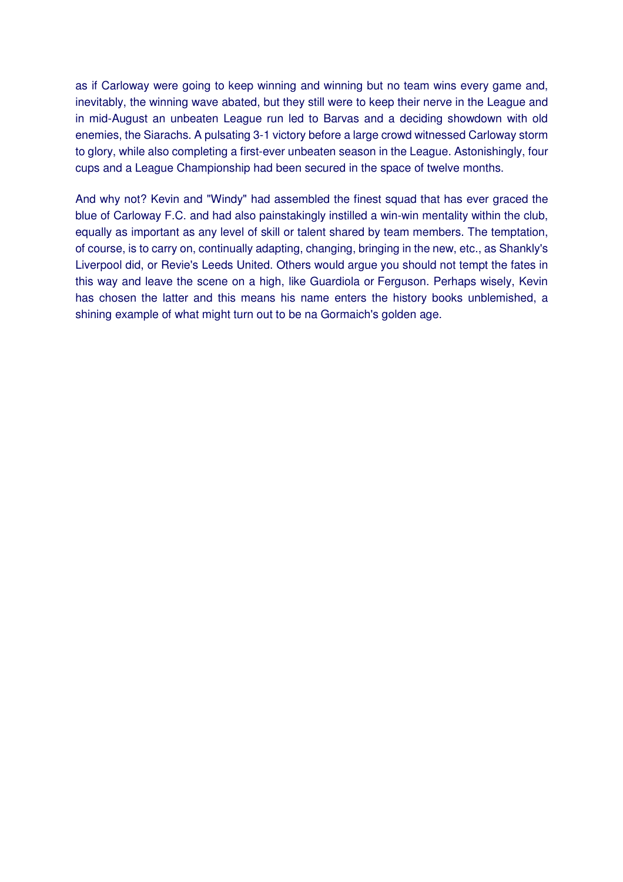as if Carloway were going to keep winning and winning but no team wins every game and, inevitably, the winning wave abated, but they still were to keep their nerve in the League and in mid-August an unbeaten League run led to Barvas and a deciding showdown with old enemies, the Siarachs. A pulsating 3-1 victory before a large crowd witnessed Carloway storm to glory, while also completing a first-ever unbeaten season in the League. Astonishingly, four cups and a League Championship had been secured in the space of twelve months.

And why not? Kevin and "Windy" had assembled the finest squad that has ever graced the blue of Carloway F.C. and had also painstakingly instilled a win-win mentality within the club, equally as important as any level of skill or talent shared by team members. The temptation, of course, is to carry on, continually adapting, changing, bringing in the new, etc., as Shankly's Liverpool did, or Revie's Leeds United. Others would argue you should not tempt the fates in this way and leave the scene on a high, like Guardiola or Ferguson. Perhaps wisely, Kevin has chosen the latter and this means his name enters the history books unblemished, a shining example of what might turn out to be na Gormaich's golden age.